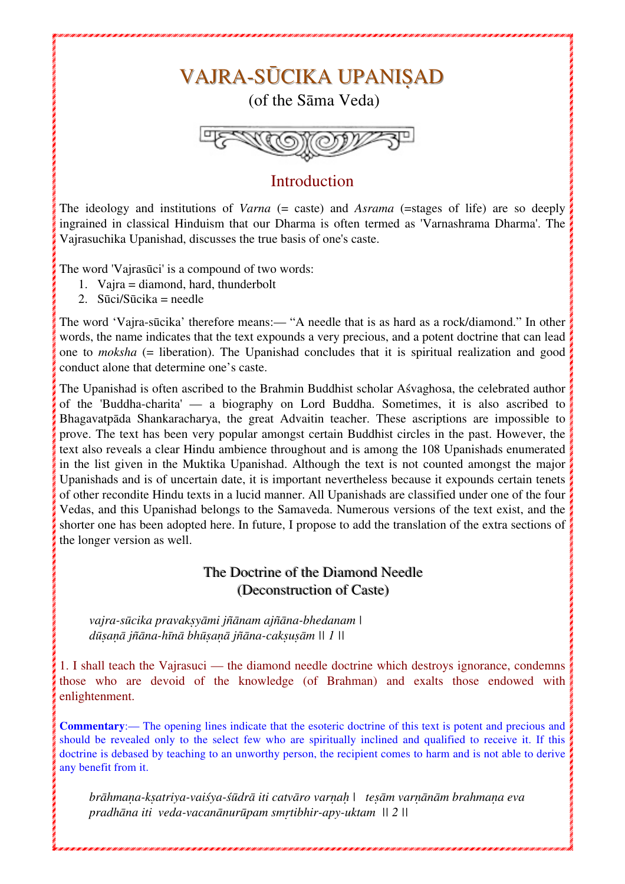# VAJRA-SŪCIKA UPANIṢAD

(of the Sāma Veda)

## Introduction

The ideology and institutions of *Varna* (= caste) and *Asrama* (=stages of life) are so deeply ingrained in classical Hinduism that our Dharma is often termed as 'Varnashrama Dharma'. The Vajrasuchika Upanishad, discusses the true basis of one's caste.

The word 'Vajrasūci' is a compound of two words:

1. Vajra = diamond, hard, thunderbolt
2. Sūci/Sūcika = needle

The word 'Vajra-sūcika' therefore means:— "A needle that is as hard as a rock/diamond." In other words, the name indicates that the text expounds a very precious, and a potent doctrine that can lead one to *moksha* (= liberation). The Upanishad concludes that it is spiritual realization and good conduct alone that determine one's caste.

The Upanishad is often ascribed to the Brahmin Buddhist scholar Aśvaghosa, the celebrated author of the 'Buddha-charita' — a biography on Lord Buddha. Sometimes, it is also ascribed to Bhagavatpāda Shankaracharya, the great Advaitin teacher. These ascriptions are impossible to prove. The text has been very popular amongst certain Buddhist circles in the past. However, the text also reveals a clear Hindu ambience throughout and is among the 108 Upanishads enumerated in the list given in the Muktika Upanishad. Although the text is not counted amongst the major Upanishads and is of uncertain date, it is important nevertheless because it expounds certain tenets of other recondite Hindu texts in a lucid manner. All Upanishads are classified under one of the four Vedas, and this Upanishad belongs to the Samaveda. Numerous versions of the text exist, and the shorter one has been adopted here. In future, I propose to add the translation of the extra sections of the longer version as well.

### The Doctrine of the Diamond Needle
### (Deconstruction of Caste)

> *vajra-sūcika pravakṣyāmi jñānam ajñāna-bhedanam |*
> *dūṣaṇā jñāna-hīnā bhūṣaṇā jñāna-cakṣuṣām || 1 ||*

1. I shall teach the Vajrasuci — the diamond needle doctrine which destroys ignorance, condemns those who are devoid of the knowledge (of Brahman) and exalts those endowed with enlightenment.

**Commentary**:— The opening lines indicate that the esoteric doctrine of this text is potent and precious and should be revealed only to the select few who are spiritually inclined and qualified to receive it. If this doctrine is debased by teaching to an unworthy person, the recipient comes to harm and is not able to derive any benefit from it.

> *brāhmaṇa-kṣatriya-vaiśya-śūdrā iti catvāro varṇaḥ | teṣām varṇānām brahmaṇa eva*
> *pradhāna iti veda-vacanānurūpam smṛtibhir-apy-uktam || 2 ||*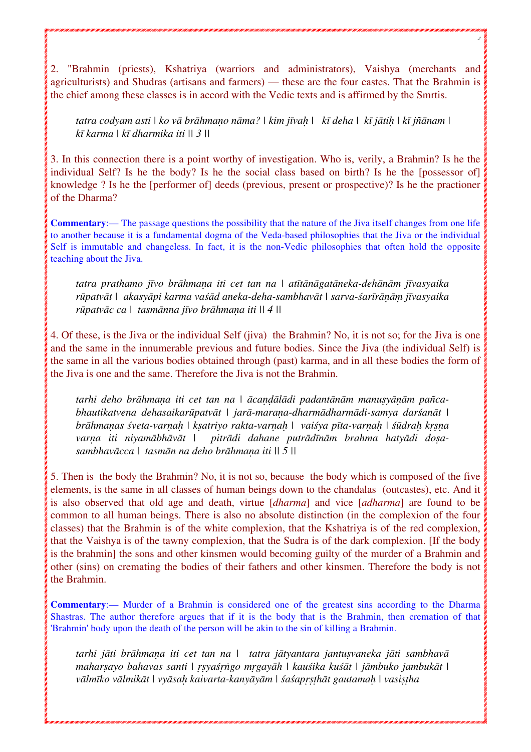2. "Brahmin (priests), Kshatriya (warriors and administrators), Vaishya (merchants and agriculturists) and Shudras (artisans and farmers) — these are the four castes. That the Brahmin is the chief among these classes is in accord with the Vedic texts and is affirmed by the Smrtis.

> *tatra codyam asti | ko vā brāhmaṇo nāma? | kim jīvaḥ | kī deha | kī jātiḥ | kī jñānam | kī karma | kī dharmika iti || 3 ||*

3. In this connection there is a point worthy of investigation. Who is, verily, a Brahmin? Is he the individual Self? Is he the body? Is he the social class based on birth? Is he the [possessor of] knowledge ? Is he the [performer of] deeds (previous, present or prospective)? Is he the practioner of the Dharma?

**Commentary**:— The passage questions the possibility that the nature of the Jiva itself changes from one life to another because it is a fundamental dogma of the Veda-based philosophies that the Jiva or the individual Self is immutable and changeless. In fact, it is the non-Vedic philosophies that often hold the opposite teaching about the Jiva.

> *tatra prathamo jīvo brāhmaṇa iti cet tan na | atītānāgatāneka-dehānām jīvasyaika rūpatvāt | akasyāpi karma vaśād aneka-deha-sambhavāt | sarva-śarīrāṇāṃ jīvasyaika rūpatvāc ca | tasmānna jīvo brāhmaṇa iti || 4 ||*

4. Of these, is the Jiva or the individual Self (jiva) the Brahmin? No, it is not so; for the Jiva is one and the same in the innumerable previous and future bodies. Since the Jiva (the individual Self) is the same in all the various bodies obtained through (past) karma, and in all these bodies the form of the Jiva is one and the same. Therefore the Jiva is not the Brahmin.

> *tarhi deho brāhmaṇa iti cet tan na | ācaṇḍālādi padantānām manuṣyāṇām pañca-bhautikatvena dehasaikarūpatvāt | jarā-maraṇa-dharmādharmādi-samya darśanāt | brāhmaṇas śveta-varṇaḥ | kṣatriyo rakta-varṇaḥ | vaiśya pīta-varṇaḥ | śūdraḥ kṛṣṇa varṇa iti niyamābhāvāt | pitrādi dahane putrādīnām brahma hatyādi doṣa-sambhavācca | tasmān na deho brāhmaṇa iti || 5 ||*

5. Then is the body the Brahmin? No, it is not so, because the body which is composed of the five elements, is the same in all classes of human beings down to the chandalas (outcastes), etc. And it is also observed that old age and death, virtue [*dharma*] and vice [*adharma*] are found to be common to all human beings. There is also no absolute distinction (in the complexion of the four classes) that the Brahmin is of the white complexion, that the Kshatriya is of the red complexion, that the Vaishya is of the tawny complexion, that the Sudra is of the dark complexion. [If the body is the brahmin] the sons and other kinsmen would becoming guilty of the murder of a Brahmin and other (sins) on cremating the bodies of their fathers and other kinsmen. Therefore the body is not the Brahmin.

**Commentary**:— Murder of a Brahmin is considered one of the greatest sins according to the Dharma Shastras. The author therefore argues that if it is the body that is the Brahmin, then cremation of that 'Brahmin' body upon the death of the person will be akin to the sin of killing a Brahmin.

> *tarhi jāti brāhmaṇa iti cet tan na | tatra jātyantara jantuṣvaneka jāti sambhavā maharṣayo bahavas santi | ṛsyaśṛṅgo mṛgayāḥ | kauśika kuśāt | jāmbuko jambukāt | vālmīko vālmikāt | vyāsaḥ kaivarta-kanyāyām | śaśapṛṣṭhāt gautamaḥ | vasiṣṭha*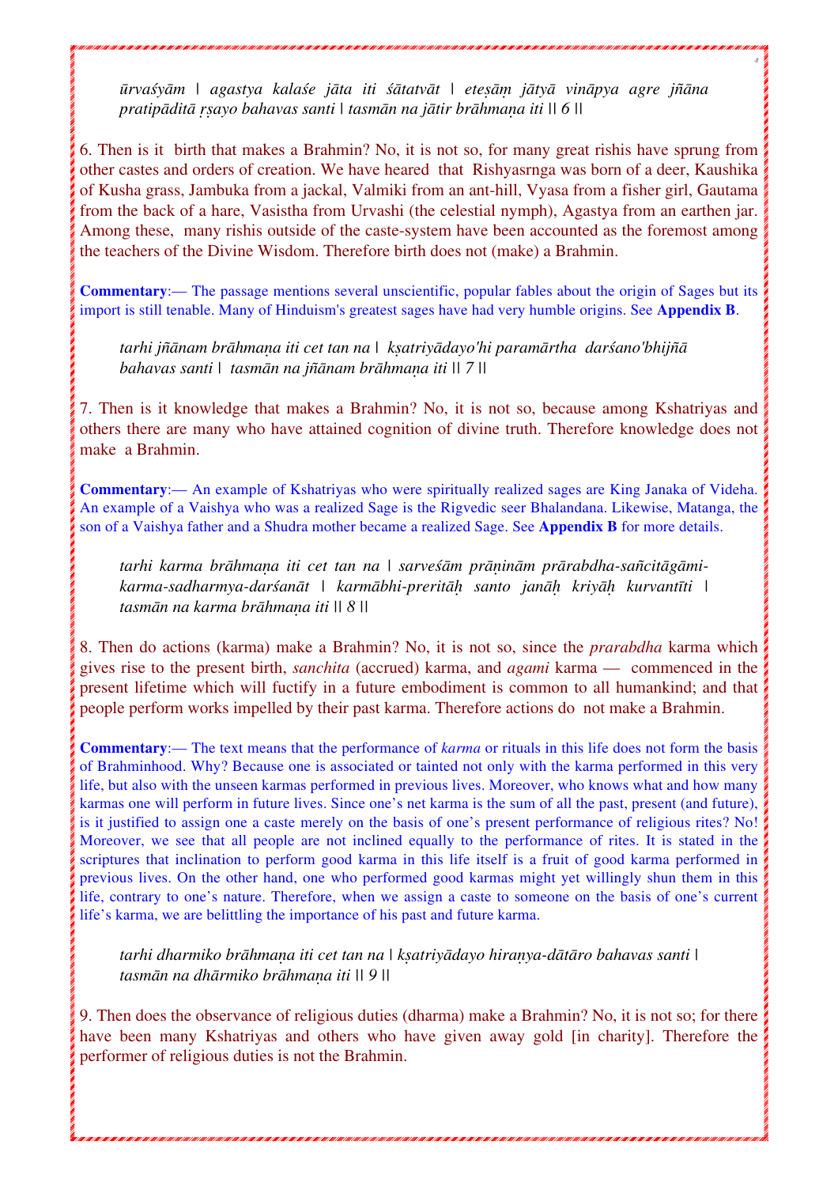*ūrvaśyām | agastya kalaśe jāta iti śātatvāt | eteṣāṃ jātyā vināpya agre jñāna pratipāditā ṛṣayo bahavas santi | tasmān na jātir brāhmaṇa iti || 6 ||*

6. Then is it birth that makes a Brahmin? No, it is not so, for many great rishis have sprung from other castes and orders of creation. We have heared that Rishyasrnga was born of a deer, Kaushika of Kusha grass, Jambuka from a jackal, Valmiki from an ant-hill, Vyasa from a fisher girl, Gautama from the back of a hare, Vasistha from Urvashi (the celestial nymph), Agastya from an earthen jar. Among these, many rishis outside of the caste-system have been accounted as the foremost among the teachers of the Divine Wisdom. Therefore birth does not (make) a Brahmin.

**Commentary**:— The passage mentions several unscientific, popular fables about the origin of Sages but its import is still tenable. Many of Hinduism's greatest sages have had very humble origins. See **Appendix B**.

*tarhi jñānam brāhmaṇa iti cet tan na | kṣatriyādayo'hi paramārtha darśano'bhijñā bahavas santi | tasmān na jñānam brāhmaṇa iti || 7 ||*

7. Then is it knowledge that makes a Brahmin? No, it is not so, because among Kshatriyas and others there are many who have attained cognition of divine truth. Therefore knowledge does not make a Brahmin.

**Commentary**:— An example of Kshatriyas who were spiritually realized sages are King Janaka of Videha. An example of a Vaishya who was a realized Sage is the Rigvedic seer Bhalandana. Likewise, Matanga, the son of a Vaishya father and a Shudra mother became a realized Sage. See **Appendix B** for more details.

*tarhi karma brāhmaṇa iti cet tan na | sarveśām prāṇinām prārabdha-sañcitāgāmi-karma-sadharmya-darśanāt | karmābhi-preritāḥ santo janāḥ kriyāḥ kurvantīti | tasmān na karma brāhmaṇa iti || 8 ||*

8. Then do actions (karma) make a Brahmin? No, it is not so, since the *prarabdha* karma which gives rise to the present birth, *sanchita* (accrued) karma, and *agami* karma — commenced in the present lifetime which will fuctify in a future embodiment is common to all humankind; and that people perform works impelled by their past karma. Therefore actions do not make a Brahmin.

**Commentary**:— The text means that the performance of *karma* or rituals in this life does not form the basis of Brahminhood. Why? Because one is associated or tainted not only with the karma performed in this very life, but also with the unseen karmas performed in previous lives. Moreover, who knows what and how many karmas one will perform in future lives. Since one's net karma is the sum of all the past, present (and future), is it justified to assign one a caste merely on the basis of one's present performance of religious rites? No! Moreover, we see that all people are not inclined equally to the performance of rites. It is stated in the scriptures that inclination to perform good karma in this life itself is a fruit of good karma performed in previous lives. On the other hand, one who performed good karmas might yet willingly shun them in this life, contrary to one's nature. Therefore, when we assign a caste to someone on the basis of one's current life's karma, we are belittling the importance of his past and future karma.

*tarhi dharmiko brāhmaṇa iti cet tan na | kṣatriyādayo hiraṇya-dātāro bahavas santi | tasmān na dhārmiko brāhmaṇa iti || 9 ||*

9. Then does the observance of religious duties (dharma) make a Brahmin? No, it is not so; for there have been many Kshatriyas and others who have given away gold [in charity]. Therefore the performer of religious duties is not the Brahmin.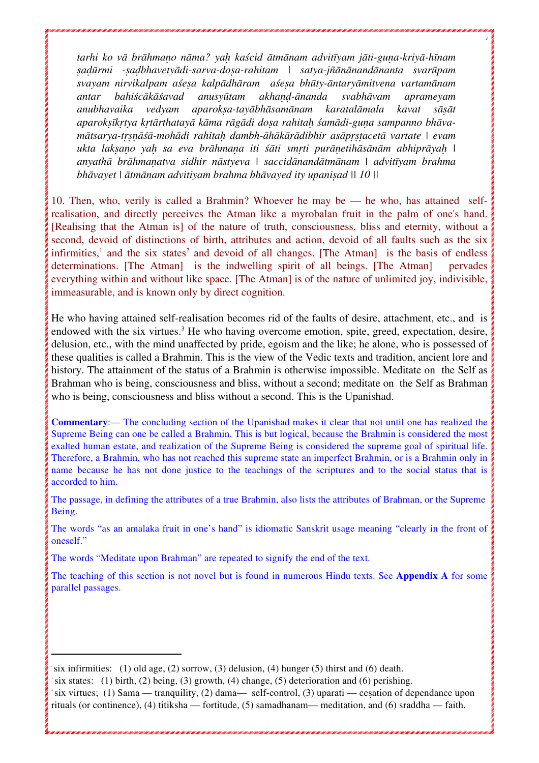*tarhi ko vā brāhmaṇo nāma? yaḥ kaścid ātmānam advitīyam jāti-guṇa-kriyā-hīnam ṣaḍūrmi -ṣaḍbhavetyādi-sarva-doṣa-rahitam | satya-jñānānandānanta svarūpam svayam nirvikalpam aśeṣa kalpādhāram aśeṣa bhūty-āntaryāmitvena vartamānam antar bahiścākāśavad anusyūtam akhaṇḍ-ānanda svabhāvam aprameyam anubhavaika vedyam aparokṣa-tayābhāsamānam karatalāmala kavat sāṣāt aparokṣīkṛtya kṛtārthatayā kāma rāgādi doṣa rahitaḥ śamādi-guṇa sampanno bhāva-mātsarya-tṛṣṇāśā-mohādi rahitaḥ dambh-āhākārādibhir asāpṛṣṭacetā vartate | evam ukta lakṣaṇo yaḥ sa eva brāhmaṇa iti śāti smṛti purāṇetihāsānām abhiprāyaḥ | anyathā brāhmaṇatva sidhir nāstyeva | saccidānandātmānam | advitīyam brahma bhāvayet | ātmānam advitiyam brahma bhāvayed ity upaniṣad || 10 ||*

10. Then, who, verily is called a Brahmin? Whoever he may be — he who, has attained self-realisation, and directly perceives the Atman like a myrobalan fruit in the palm of one's hand. [Realising that the Atman is] of the nature of truth, consciousness, bliss and eternity, without a second, devoid of distinctions of birth, attributes and action, devoid of all faults such as the six infirmities,[1] and the six states[2] and devoid of all changes. [The Atman] is the basis of endless determinations. [The Atman] is the indwelling spirit of all beings. [The Atman] pervades everything within and without like space. [The Atman] is of the nature of unlimited joy, indivisible, immeasurable, and is known only by direct cognition.

He who having attained self-realisation becomes rid of the faults of desire, attachment, etc., and is endowed with the six virtues.[3] He who having overcome emotion, spite, greed, expectation, desire, delusion, etc., with the mind unaffected by pride, egoism and the like; he alone, who is possessed of these qualities is called a Brahmin. This is the view of the Vedic texts and tradition, ancient lore and history. The attainment of the status of a Brahmin is otherwise impossible. Meditate on the Self as Brahman who is being, consciousness and bliss, without a second; meditate on the Self as Brahman who is being, consciousness and bliss without a second. This is the Upanishad.

**Commentary**:— The concluding section of the Upanishad makes it clear that not until one has realized the Supreme Being can one be called a Brahmin. This is but logical, because the Brahmin is considered the most exalted human estate, and realization of the Supreme Being is considered the supreme goal of spiritual life. Therefore, a Brahmin, who has not reached this supreme state an imperfect Brahmin, or is a Brahmin only in name because he has not done justice to the teachings of the scriptures and to the social status that is accorded to him.

The passage, in defining the attributes of a true Brahmin, also lists the attributes of Brahman, or the Supreme Being.

The words "as an amalaka fruit in one's hand" is idiomatic Sanskrit usage meaning "clearly in the front of oneself."

The words "Meditate upon Brahman" are repeated to signify the end of the text.

The teaching of this section is not novel but is found in numerous Hindu texts. See **Appendix A** for some parallel passages.

---

[1] six infirmities: (1) old age, (2) sorrow, (3) delusion, (4) hunger (5) thirst and (6) death.

[2] six states: (1) birth, (2) being, (3) growth, (4) change, (5) deterioration and (6) perishing.

[3] six virtues; (1) Sama — tranquility, (2) dama— self-control, (3) uparati — ceṣation of dependance upon rituals (or continence), (4) titiksha — fortitude, (5) samadhanam— meditation, and (6) sraddha — faith.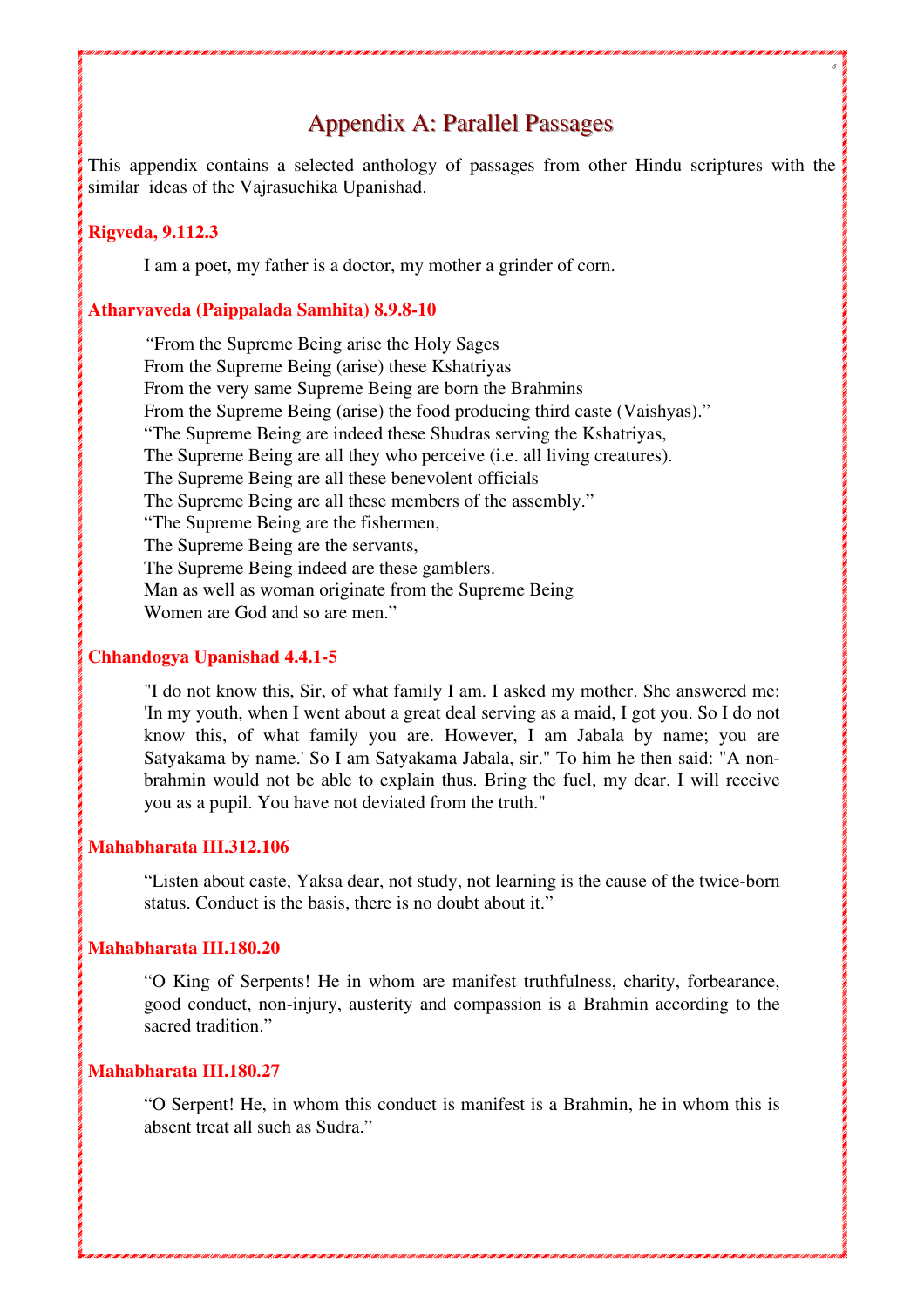# Appendix A: Parallel Passages

This appendix contains a selected anthology of passages from other Hindu scriptures with the similar ideas of the Vajrasuchika Upanishad.

### Rigveda, 9.112.3

> I am a poet, my father is a doctor, my mother a grinder of corn.

### Atharvaveda (Paippalada Samhita) 8.9.8-10

> "From the Supreme Being arise the Holy Sages
> From the Supreme Being (arise) these Kshatriyas
> From the very same Supreme Being are born the Brahmins
> From the Supreme Being (arise) the food producing third caste (Vaishyas)."
> "The Supreme Being are indeed these Shudras serving the Kshatriyas,
> The Supreme Being are all they who perceive (i.e. all living creatures).
> The Supreme Being are all these benevolent officials
> The Supreme Being are all these members of the assembly."
> "The Supreme Being are the fishermen,
> The Supreme Being are the servants,
> The Supreme Being indeed are these gamblers.
> Man as well as woman originate from the Supreme Being
> Women are God and so are men."

### Chhandogya Upanishad 4.4.1-5

> "I do not know this, Sir, of what family I am. I asked my mother. She answered me: 'In my youth, when I went about a great deal serving as a maid, I got you. So I do not know this, of what family you are. However, I am Jabala by name; you are Satyakama by name.' So I am Satyakama Jabala, sir." To him he then said: "A non-brahmin would not be able to explain thus. Bring the fuel, my dear. I will receive you as a pupil. You have not deviated from the truth."

### Mahabharata III.312.106

> "Listen about caste, Yaksa dear, not study, not learning is the cause of the twice-born status. Conduct is the basis, there is no doubt about it."

### Mahabharata III.180.20

> "O King of Serpents! He in whom are manifest truthfulness, charity, forbearance, good conduct, non-injury, austerity and compassion is a Brahmin according to the sacred tradition."

### Mahabharata III.180.27

> "O Serpent! He, in whom this conduct is manifest is a Brahmin, he in whom this is absent treat all such as Sudra."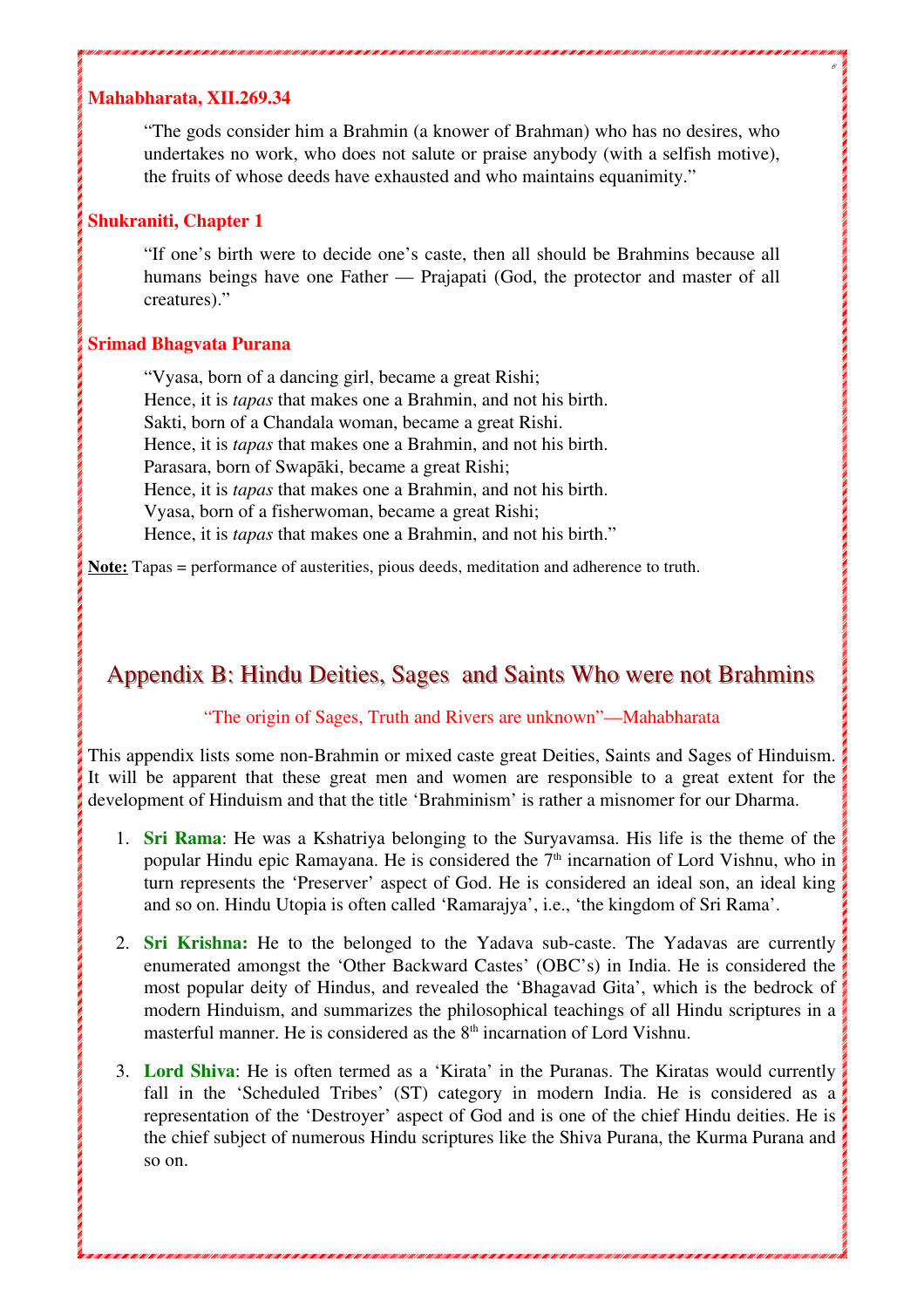**Mahabharata, XII.269.34**

> "The gods consider him a Brahmin (a knower of Brahman) who has no desires, who undertakes no work, who does not salute or praise anybody (with a selfish motive), the fruits of whose deeds have exhausted and who maintains equanimity."

**Shukraniti, Chapter 1**

> "If one's birth were to decide one's caste, then all should be Brahmins because all humans beings have one Father — Prajapati (God, the protector and master of all creatures)."

**Srimad Bhagvata Purana**

> "Vyasa, born of a dancing girl, became a great Rishi;
> Hence, it is *tapas* that makes one a Brahmin, and not his birth.
> Sakti, born of a Chandala woman, became a great Rishi.
> Hence, it is *tapas* that makes one a Brahmin, and not his birth.
> Parasara, born of Swapāki, became a great Rishi;
> Hence, it is *tapas* that makes one a Brahmin, and not his birth.
> Vyasa, born of a fisherwoman, became a great Rishi;
> Hence, it is *tapas* that makes one a Brahmin, and not his birth."

**Note:** Tapas = performance of austerities, pious deeds, meditation and adherence to truth.

## Appendix B: Hindu Deities, Sages and Saints Who were not Brahmins

"The origin of Sages, Truth and Rivers are unknown"—Mahabharata

This appendix lists some non-Brahmin or mixed caste great Deities, Saints and Sages of Hinduism. It will be apparent that these great men and women are responsible to a great extent for the development of Hinduism and that the title 'Brahminism' is rather a misnomer for our Dharma.

1. **Sri Rama**: He was a Kshatriya belonging to the Suryavamsa. His life is the theme of the popular Hindu epic Ramayana. He is considered the 7[th] incarnation of Lord Vishnu, who in turn represents the 'Preserver' aspect of God. He is considered an ideal son, an ideal king and so on. Hindu Utopia is often called 'Ramarajya', i.e., 'the kingdom of Sri Rama'.

2. **Sri Krishna:** He to the belonged to the Yadava sub-caste. The Yadavas are currently enumerated amongst the 'Other Backward Castes' (OBC's) in India. He is considered the most popular deity of Hindus, and revealed the 'Bhagavad Gita', which is the bedrock of modern Hinduism, and summarizes the philosophical teachings of all Hindu scriptures in a masterful manner. He is considered as the 8[th] incarnation of Lord Vishnu.

3. **Lord Shiva**: He is often termed as a 'Kirata' in the Puranas. The Kiratas would currently fall in the 'Scheduled Tribes' (ST) category in modern India. He is considered as a representation of the 'Destroyer' aspect of God and is one of the chief Hindu deities. He is the chief subject of numerous Hindu scriptures like the Shiva Purana, the Kurma Purana and so on.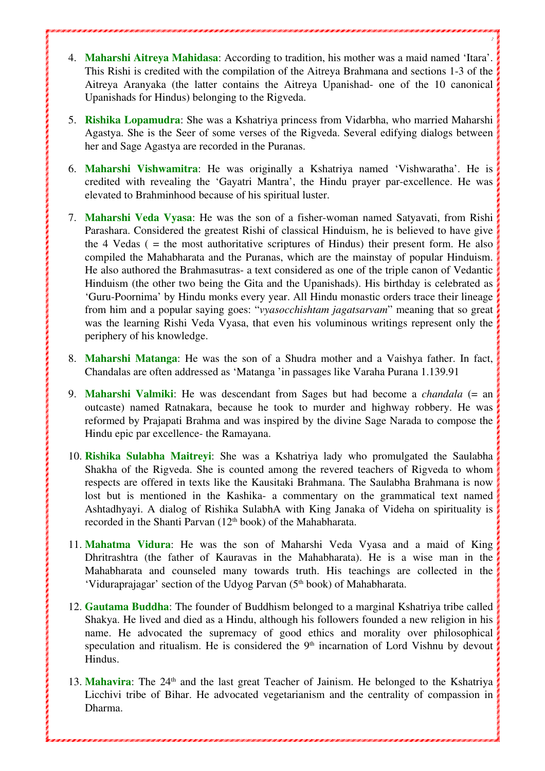4. **Maharshi Aitreya Mahidasa**: According to tradition, his mother was a maid named 'Itara'. This Rishi is credited with the compilation of the Aitreya Brahmana and sections 1-3 of the Aitreya Aranyaka (the latter contains the Aitreya Upanishad- one of the 10 canonical Upanishads for Hindus) belonging to the Rigveda.

5. **Rishika Lopamudra**: She was a Kshatriya princess from Vidarbha, who married Maharshi Agastya. She is the Seer of some verses of the Rigveda. Several edifying dialogs between her and Sage Agastya are recorded in the Puranas.

6. **Maharshi Vishwamitra**: He was originally a Kshatriya named 'Vishwaratha'. He is credited with revealing the 'Gayatri Mantra', the Hindu prayer par-excellence. He was elevated to Brahminhood because of his spiritual luster.

7. **Maharshi Veda Vyasa**: He was the son of a fisher-woman named Satyavati, from Rishi Parashara. Considered the greatest Rishi of classical Hinduism, he is believed to have give the 4 Vedas ( = the most authoritative scriptures of Hindus) their present form. He also compiled the Mahabharata and the Puranas, which are the mainstay of popular Hinduism. He also authored the Brahmasutras- a text considered as one of the triple canon of Vedantic Hinduism (the other two being the Gita and the Upanishads). His birthday is celebrated as 'Guru-Poornima' by Hindu monks every year. All Hindu monastic orders trace their lineage from him and a popular saying goes: "*vyasocchishtam jagatsarvam*" meaning that so great was the learning Rishi Veda Vyasa, that even his voluminous writings represent only the periphery of his knowledge.

8. **Maharshi Matanga**: He was the son of a Shudra mother and a Vaishya father. In fact, Chandalas are often addressed as 'Matanga 'in passages like Varaha Purana 1.139.91

9. **Maharshi Valmiki**: He was descendant from Sages but had become a *chandala* (= an outcaste) named Ratnakara, because he took to murder and highway robbery. He was reformed by Prajapati Brahma and was inspired by the divine Sage Narada to compose the Hindu epic par excellence- the Ramayana.

10. **Rishika Sulabha Maitreyi**: She was a Kshatriya lady who promulgated the Saulabha Shakha of the Rigveda. She is counted among the revered teachers of Rigveda to whom respects are offered in texts like the Kausitaki Brahmana. The Saulabha Brahmana is now lost but is mentioned in the Kashika- a commentary on the grammatical text named Ashtadhyayi. A dialog of Rishika SulabhA with King Janaka of Videha on spirituality is recorded in the Shanti Parvan (12th book) of the Mahabharata.

11. **Mahatma Vidura**: He was the son of Maharshi Veda Vyasa and a maid of King Dhritrashtra (the father of Kauravas in the Mahabharata). He is a wise man in the Mahabharata and counseled many towards truth. His teachings are collected in the 'Viduraprajagar' section of the Udyog Parvan (5th book) of Mahabharata.

12. **Gautama Buddha**: The founder of Buddhism belonged to a marginal Kshatriya tribe called Shakya. He lived and died as a Hindu, although his followers founded a new religion in his name. He advocated the supremacy of good ethics and morality over philosophical speculation and ritualism. He is considered the 9th incarnation of Lord Vishnu by devout Hindus.

13. **Mahavira**: The 24th and the last great Teacher of Jainism. He belonged to the Kshatriya Licchivi tribe of Bihar. He advocated vegetarianism and the centrality of compassion in Dharma.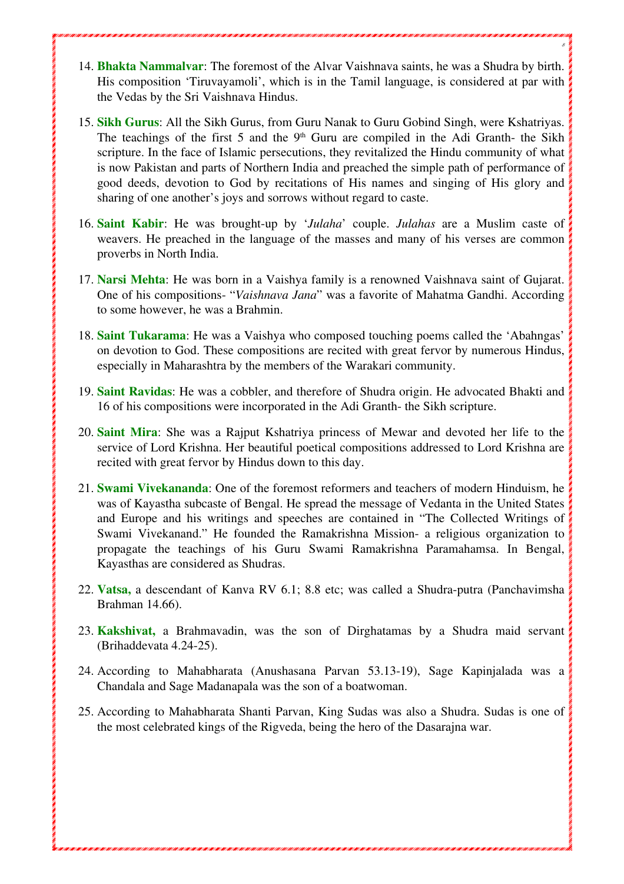14. **Bhakta Nammalvar**: The foremost of the Alvar Vaishnava saints, he was a Shudra by birth. His composition 'Tiruvayamoli', which is in the Tamil language, is considered at par with the Vedas by the Sri Vaishnava Hindus.

15. **Sikh Gurus**: All the Sikh Gurus, from Guru Nanak to Guru Gobind Singh, were Kshatriyas. The teachings of the first 5 and the 9th Guru are compiled in the Adi Granth- the Sikh scripture. In the face of Islamic persecutions, they revitalized the Hindu community of what is now Pakistan and parts of Northern India and preached the simple path of performance of good deeds, devotion to God by recitations of His names and singing of His glory and sharing of one another's joys and sorrows without regard to caste.

16. **Saint Kabir**: He was brought-up by '*Julaha*' couple. *Julahas* are a Muslim caste of weavers. He preached in the language of the masses and many of his verses are common proverbs in North India.

17. **Narsi Mehta**: He was born in a Vaishya family is a renowned Vaishnava saint of Gujarat. One of his compositions- "*Vaishnava Jana*" was a favorite of Mahatma Gandhi. According to some however, he was a Brahmin.

18. **Saint Tukarama**: He was a Vaishya who composed touching poems called the 'Abahngas' on devotion to God. These compositions are recited with great fervor by numerous Hindus, especially in Maharashtra by the members of the Warakari community.

19. **Saint Ravidas**: He was a cobbler, and therefore of Shudra origin. He advocated Bhakti and 16 of his compositions were incorporated in the Adi Granth- the Sikh scripture.

20. **Saint Mira**: She was a Rajput Kshatriya princess of Mewar and devoted her life to the service of Lord Krishna. Her beautiful poetical compositions addressed to Lord Krishna are recited with great fervor by Hindus down to this day.

21. **Swami Vivekananda**: One of the foremost reformers and teachers of modern Hinduism, he was of Kayastha subcaste of Bengal. He spread the message of Vedanta in the United States and Europe and his writings and speeches are contained in "The Collected Writings of Swami Vivekanand." He founded the Ramakrishna Mission- a religious organization to propagate the teachings of his Guru Swami Ramakrishna Paramahamsa. In Bengal, Kayasthas are considered as Shudras.

22. **Vatsa,** a descendant of Kanva RV 6.1; 8.8 etc; was called a Shudra-putra (Panchavimsha Brahman 14.66).

23. **Kakshivat,** a Brahmavadin, was the son of Dirghatamas by a Shudra maid servant (Brihaddevata 4.24-25).

24. According to Mahabharata (Anushasana Parvan 53.13-19), Sage Kapinjalada was a Chandala and Sage Madanapala was the son of a boatwoman.

25. According to Mahabharata Shanti Parvan, King Sudas was also a Shudra. Sudas is one of the most celebrated kings of the Rigveda, being the hero of the Dasarajna war.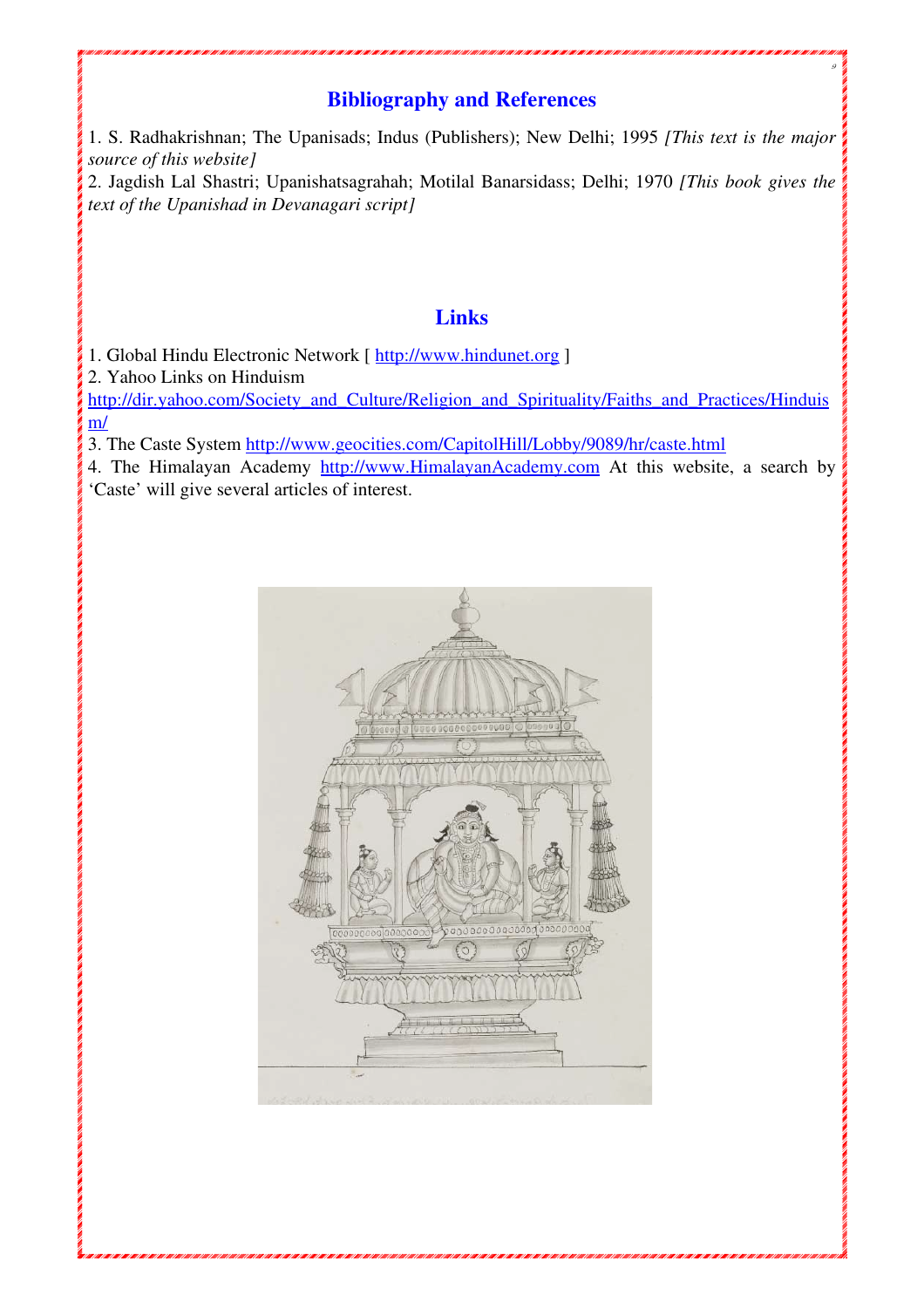## Bibliography and References

1. S. Radhakrishnan; The Upanisads; Indus (Publishers); New Delhi; 1995 *[This text is the major source of this website]*
2. Jagdish Lal Shastri; Upanishatsagrahah; Motilal Banarsidass; Delhi; 1970 *[This book gives the text of the Upanishad in Devanagari script]*

## Links

1. Global Hindu Electronic Network [ http://www.hindunet.org ]
2. Yahoo Links on Hinduism
http://dir.yahoo.com/Society_and_Culture/Religion_and_Spirituality/Faiths_and_Practices/Hinduism/
3. The Caste System http://www.geocities.com/CapitolHill/Lobby/9089/hr/caste.html
4. The Himalayan Academy http://www.HimalayanAcademy.com At this website, a search by 'Caste' will give several articles of interest.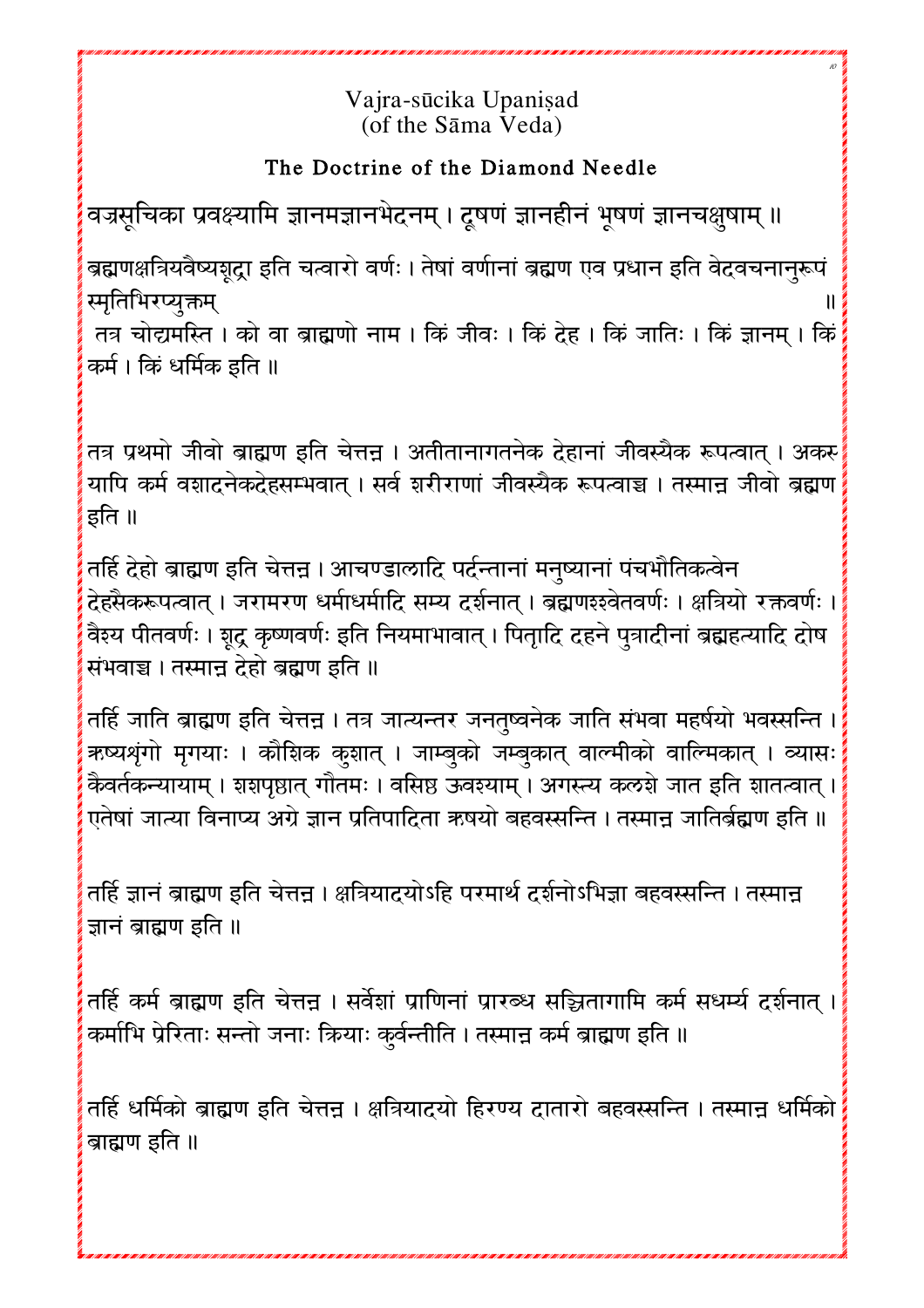Vajra-sūcika Upaniṣad
(of the Sāma Veda)

## The Doctrine of the Diamond Needle

वज्रसूचिका प्रवक्ष्यामि ज्ञानमज्ञानभेदनम् । दूषणं ज्ञानहीनं भूषणं ज्ञानचक्षुषाम् ॥

ब्रह्मणक्षत्रियवैष्यशूद्रा इति चत्वारो वर्णः । तेषां वर्णानां ब्रह्मण एव प्रधान इति वेदवचनानुरूपं स्मृतिभिरप्युक्तम् ॥

तत्र चोद्यमस्ति । को वा ब्राह्मणो नाम । किं जीवः । किं देह । किं जातिः । किं ज्ञानम् । किं कर्म । किं धर्मिक इति ॥

तत्र प्रथमो जीवो ब्राह्मण इति चेत्तन्न । अतीतानागतनेक देहानां जीवस्यैक रूपत्वात् । अकरयापि कर्म वशादनेकदेहसम्भवात् । सर्व शरीराणां जीवस्यैक रूपत्वाच्च । तस्मान्न जीवो ब्रह्मण इति ॥

तर्हि देहो ब्राह्मण इति चेत्तन्न । आचण्डालादि पर्दन्तानां मनुष्यानां पंचभौतिकत्वेन देहसैकरूपत्वात् । जरामरण धर्माधर्मादि सम्य दर्शनात् । ब्रह्मणश्श्वेतवर्णः । क्षत्रियो रक्तवर्णः । वैश्य पीतवर्णः । शूद्र कृष्णवर्णः इति नियमाभावात् । पितृादि दहने पुत्रादीनां ब्रह्महत्यादि दोष संभवाच्च । तस्मान्न देहो ब्रह्मण इति ॥

तर्हि जाति ब्राह्मण इति चेत्तन्न । तत्र जात्यन्तर जनतुष्वनेक जाति संभवा महर्षयो भवस्सन्ति । ऋष्यशृंगो मृगयाः । कौशिक कुशात् । जाम्बुको जम्बुकात् वाल्मीको वाल्मिकात् । व्यासः कैवर्तकन्यायाम् । शशपृष्ठात् गौतमः । वसिष्ठ ऊवश्याम् । अगस्त्य कलशे जात इति शातत्वात् । एतेषां जात्या विनाप्य अग्रे ज्ञान प्रतिपादिता ऋषयो बहवस्सन्ति । तस्मान्न जातिर्ब्रह्मण इति ॥

तर्हि ज्ञानं ब्राह्मण इति चेत्तन्न । क्षत्रियादयोऽहि परमार्थ दर्शनोऽभिज्ञा बहवस्सन्ति । तस्मान्न ज्ञानं ब्राह्मण इति ॥

तर्हि कर्म ब्राह्मण इति चेत्तन्न । सर्वेशां प्राणिनां प्रारब्ध सञ्चितागामि कर्म सधर्म्य दर्शनात् । कर्माभि प्रेरिताः सन्तो जनाः क्रियाः कुर्वन्तीति । तस्मान्न कर्म ब्राह्मण इति ॥

तर्हि धर्मिको ब्राह्मण इति चेत्तन्न । क्षत्रियादयो हिरण्य दातारो बहवस्सन्ति । तस्मान्न धर्मिको ब्राह्मण इति ॥